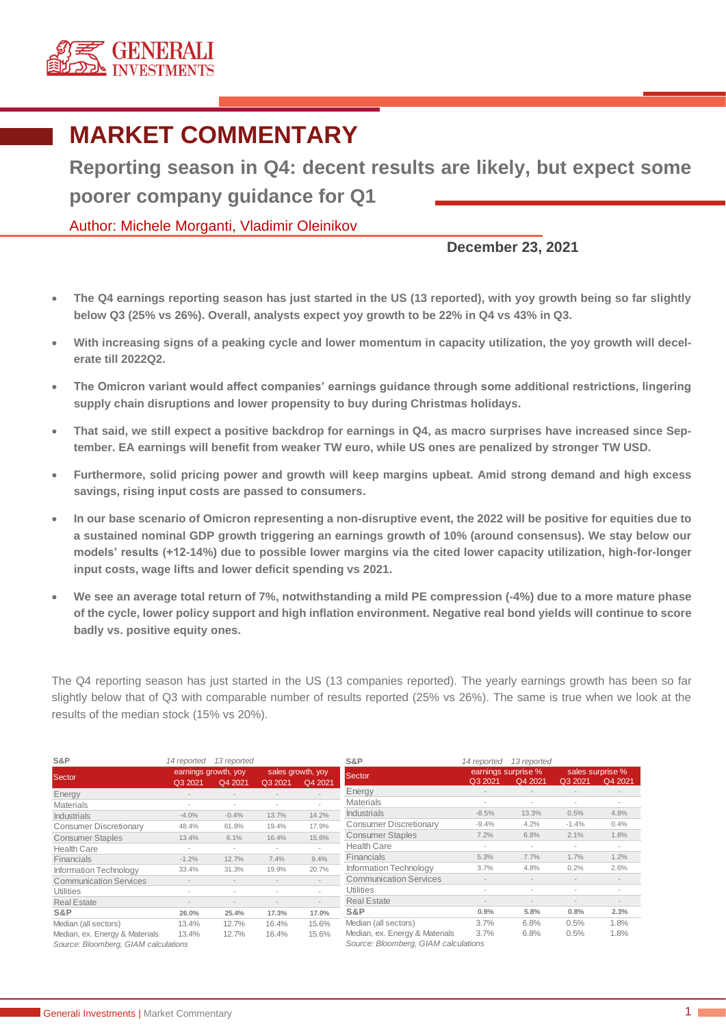# MARKET COMMENTARY

## Reporting season in Q4: decent results are likely, but expect some poorer company guidance for Q1

Author: Michele Morganti, Vladimir Oleinikov

**December 23, 2021**

- **The Q4 earnings reporting season has just started in the US (13 reported), with yoy growth being so far slightly below Q3 (25% vs 26%). Overall, analysts expect yoy growth to be 22% in Q4 vs 43% in Q3.**
- **With increasing signs of a peaking cycle and lower momentum in capacity utilization, the yoy growth will decelerate till 2022Q2.**
- **The Omicron variant would affect companies' earnings guidance through some additional restrictions, lingering supply chain disruptions and lower propensity to buy during Christmas holidays.**
- **That said, we still expect a positive backdrop for earnings in Q4, as macro surprises have increased since September. EA earnings will benefit from weaker TW euro, while US ones are penalized by stronger TW USD.**
- **Furthermore, solid pricing power and growth will keep margins upbeat. Amid strong demand and high excess savings, rising input costs are passed to consumers.**
- **In our base scenario of Omicron representing a non-disruptive event, the 2022 will be positive for equities due to a sustained nominal GDP growth triggering an earnings growth of 10% (around consensus). We stay below our models' results (+12-14%) due to possible lower margins via the cited lower capacity utilization, high-for-longer input costs, wage lifts and lower deficit spending vs 2021.**
- **We see an average total return of 7%, notwithstanding a mild PE compression (-4%) due to a more mature phase of the cycle, lower policy support and high inflation environment. Negative real bond yields will continue to score badly vs. positive equity ones.**

The Q4 reporting season has just started in the US (13 companies reported). The yearly earnings growth has been so far slightly below that of Q3 with comparable number of results reported (25% vs 26%). The same is true when we look at the results of the median stock (15% vs 20%).

| S&P | *14 reported* | *13 reported* | | |
|---|---|---|---|---|
| Sector | earnings growth, yoy | | sales growth, yoy | |
| | Q3 2021 | Q4 2021 | Q3 2021 | Q4 2021 |
| Energy | - | - | - | - |
| Materials | - | - | - | - |
| Industrials | -4.0% | -0.4% | 13.7% | 14.2% |
| Consumer Discretionary | 48.4% | 61.8% | 19.4% | 17.9% |
| Consumer Staples | 13.4% | 6.1% | 16.4% | 15.6% |
| Health Care | - | - | - | - |
| Financials | -1.2% | 12.7% | 7.4% | 9.4% |
| Information Technology | 33.4% | 31.3% | 19.9% | 20.7% |
| Communication Services | - | - | - | - |
| Utilities | - | - | - | - |
| Real Estate | - | - | - | - |
| **S&P** | **26.0%** | **25.4%** | **17.3%** | **17.0%** |
| Median (all sectors) | 13.4% | 12.7% | 16.4% | 15.6% |
| Median, ex. Energy & Materials | 13.4% | 12.7% | 16.4% | 15.6% |

*Source: Bloomberg, GIAM calculations*

| S&P | *14 reported* | *13 reported* | | |
|---|---|---|---|---|
| Sector | earnings surprise % | | sales surprise % | |
| | Q3 2021 | Q4 2021 | Q3 2021 | Q4 2021 |
| Energy | - | - | - | - |
| Materials | - | - | - | - |
| Industrials | -8.5% | 13.3% | 0.5% | 4.8% |
| Consumer Discretionary | -9.4% | 4.2% | -1.4% | 0.4% |
| Consumer Staples | 7.2% | 6.8% | 2.1% | 1.8% |
| Health Care | - | - | - | - |
| Financials | 5.3% | 7.7% | 1.7% | 1.2% |
| Information Technology | 3.7% | 4.8% | 0.2% | 2.6% |
| Communication Services | - | - | - | - |
| Utilities | - | - | - | - |
| Real Estate | - | - | - | - |
| **S&P** | **0.9%** | **5.8%** | **0.8%** | **2.3%** |
| Median (all sectors) | 3.7% | 6.8% | 0.5% | 1.8% |
| Median, ex. Energy & Materials | 3.7% | 6.8% | 0.5% | 1.8% |

*Source: Bloomberg, GIAM calculations*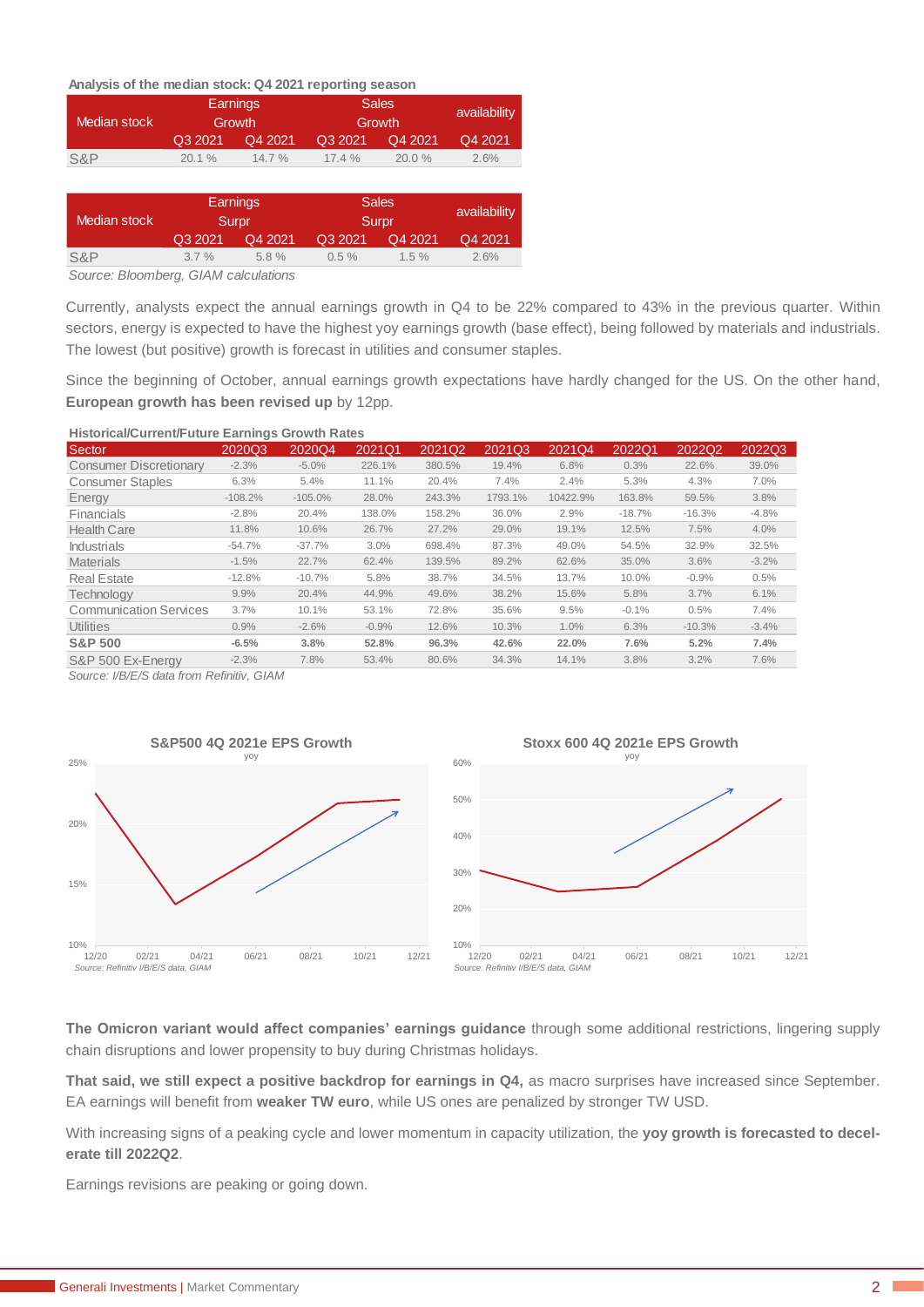**Analysis of the median stock: Q4 2021 reporting season**

| Median stock | Earnings Growth | | Sales Growth | | availability |
|---|---|---|---|---|---|
| | Q3 2021 | Q4 2021 | Q3 2021 | Q4 2021 | Q4 2021 |
| S&P | 20.1 % | 14.7 % | 17.4 % | 20.0 % | 2.6% |

| Median stock | Earnings Surpr | | Sales Surpr | | availability |
|---|---|---|---|---|---|
| | Q3 2021 | Q4 2021 | Q3 2021 | Q4 2021 | Q4 2021 |
| S&P | 3.7 % | 5.8 % | 0.5 % | 1.5 % | 2.6% |

*Source: Bloomberg, GIAM calculations*

Currently, analysts expect the annual earnings growth in Q4 to be 22% compared to 43% in the previous quarter. Within sectors, energy is expected to have the highest yoy earnings growth (base effect), being followed by materials and industrials. The lowest (but positive) growth is forecast in utilities and consumer staples.

Since the beginning of October, annual earnings growth expectations have hardly changed for the US. On the other hand, **European growth has been revised up** by 12pp.

**Historical/Current/Future Earnings Growth Rates**

| Sector | 2020Q3 | 2020Q4 | 2021Q1 | 2021Q2 | 2021Q3 | 2021Q4 | 2022Q1 | 2022Q2 | 2022Q3 |
|---|---|---|---|---|---|---|---|---|---|
| Consumer Discretionary | -2.3% | -5.0% | 226.1% | 380.5% | 19.4% | 6.8% | 0.3% | 22.6% | 39.0% |
| Consumer Staples | 6.3% | 5.4% | 11.1% | 20.4% | 7.4% | 2.4% | 5.3% | 4.3% | 7.0% |
| Energy | -108.2% | -105.0% | 28.0% | 243.3% | 1793.1% | 10422.9% | 163.8% | 59.5% | 3.8% |
| Financials | -2.8% | 20.4% | 138.0% | 158.2% | 36.0% | 2.9% | -18.7% | -16.3% | -4.8% |
| Health Care | 11.8% | 10.6% | 26.7% | 27.2% | 29.0% | 19.1% | 12.5% | 7.5% | 4.0% |
| Industrials | -54.7% | -37.7% | 3.0% | 698.4% | 87.3% | 49.0% | 54.5% | 32.9% | 32.5% |
| Materials | -1.5% | 22.7% | 62.4% | 139.5% | 89.2% | 62.6% | 35.0% | 3.6% | -3.2% |
| Real Estate | -12.8% | -10.7% | 5.8% | 38.7% | 34.5% | 13.7% | 10.0% | -0.9% | 0.5% |
| Technology | 9.9% | 20.4% | 44.9% | 49.6% | 38.2% | 15.6% | 5.8% | 3.7% | 6.1% |
| Communication Services | 3.7% | 10.1% | 53.1% | 72.8% | 35.6% | 9.5% | -0.1% | 0.5% | 7.4% |
| Utilities | 0.9% | -2.6% | -0.9% | 12.6% | 10.3% | 1.0% | 6.3% | -10.3% | -3.4% |
| **S&P 500** | **-6.5%** | **3.8%** | **52.8%** | **96.3%** | **42.6%** | **22.0%** | **7.6%** | **5.2%** | **7.4%** |
| S&P 500 Ex-Energy | -2.3% | 7.8% | 53.4% | 80.6% | 34.3% | 14.1% | 3.8% | 3.2% | 7.6% |

*Source: I/B/E/S data from Refinitiv, GIAM*

**S&P500 4Q 2021e EPS Growth**
yoy

*Source: Refinitiv I/B/E/S data, GIAM*

**Stoxx 600 4Q 2021e EPS Growth**
yoy

*Source: Refinitiv I/B/E/S data, GIAM*

**The Omicron variant would affect companies' earnings guidance** through some additional restrictions, lingering supply chain disruptions and lower propensity to buy during Christmas holidays.

**That said, we still expect a positive backdrop for earnings in Q4,** as macro surprises have increased since September. EA earnings will benefit from **weaker TW euro**, while US ones are penalized by stronger TW USD.

With increasing signs of a peaking cycle and lower momentum in capacity utilization, the **yoy growth is forecasted to decelerate till 2022Q2**.

Earnings revisions are peaking or going down.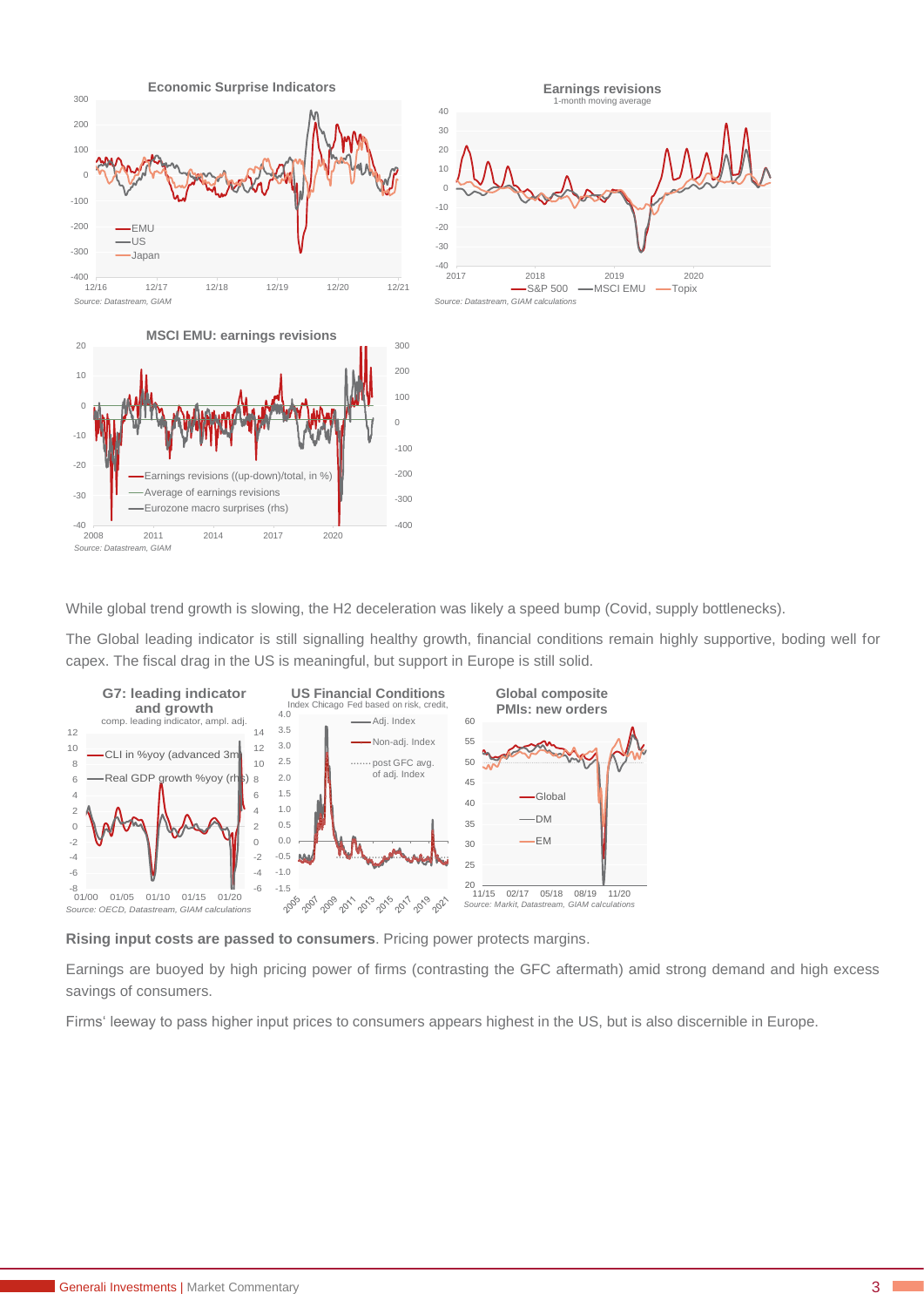**Economic Surprise Indicators**

Source: Datastream, GIAM

**Earnings revisions**
1-month moving average

Source: Datastream, GIAM calculations

**MSCI EMU: earnings revisions**

Source: Datastream, GIAM

While global trend growth is slowing, the H2 deceleration was likely a speed bump (Covid, supply bottlenecks).

The Global leading indicator is still signalling healthy growth, financial conditions remain highly supportive, boding well for capex. The fiscal drag in the US is meaningful, but support in Europe is still solid.

**G7: leading indicator and growth**
comp. leading indicator, ampl. adj.

Source: OECD, Datastream, GIAM calculations

**US Financial Conditions**
Index Chicago Fed based on risk, credit,

**Global composite PMIs: new orders**

Source: Markit, Datastream, GIAM calculations

**Rising input costs are passed to consumers**. Pricing power protects margins.

Earnings are buoyed by high pricing power of firms (contrasting the GFC aftermath) amid strong demand and high excess savings of consumers.

Firms' leeway to pass higher input prices to consumers appears highest in the US, but is also discernible in Europe.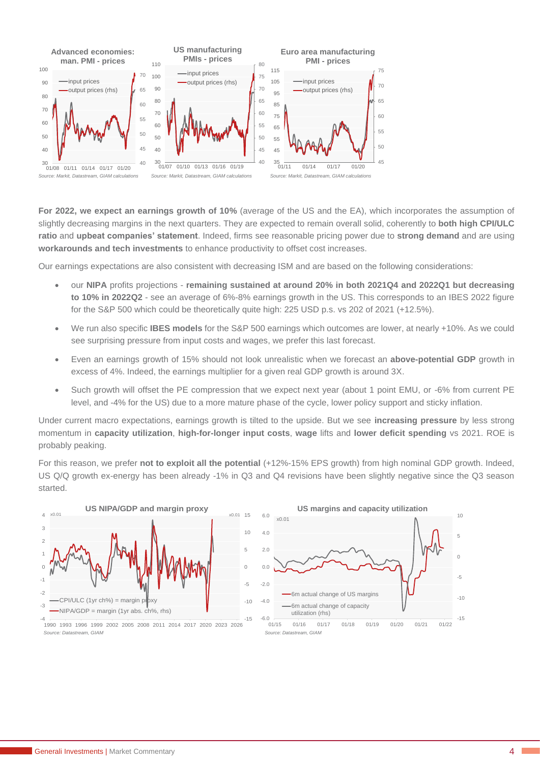**Advanced economies: man. PMI - prices**

Source: Markit, Datastream, GIAM calculations

**US manufacturing PMIs - prices**

Source: Markit, Datastream, GIAM calculations

**Euro area manufacturing PMI - prices**

Source: Markit, Datastream, GIAM calculations

**For 2022, we expect an earnings growth of 10%** (average of the US and the EA), which incorporates the assumption of slightly decreasing margins in the next quarters. They are expected to remain overall solid, coherently to **both high CPI/ULC ratio** and **upbeat companies' statement**. Indeed, firms see reasonable pricing power due to **strong demand** and are using **workarounds and tech investments** to enhance productivity to offset cost increases.

Our earnings expectations are also consistent with decreasing ISM and are based on the following considerations:

- our **NIPA** profits projections - **remaining sustained at around 20% in both 2021Q4 and 2022Q1 but decreasing to 10% in 2022Q2** - see an average of 6%-8% earnings growth in the US. This corresponds to an IBES 2022 figure for the S&P 500 which could be theoretically quite high: 225 USD p.s. vs 202 of 2021 (+12.5%).
- We run also specific **IBES models** for the S&P 500 earnings which outcomes are lower, at nearly +10%. As we could see surprising pressure from input costs and wages, we prefer this last forecast.
- Even an earnings growth of 15% should not look unrealistic when we forecast an **above-potential GDP** growth in excess of 4%. Indeed, the earnings multiplier for a given real GDP growth is around 3X.
- Such growth will offset the PE compression that we expect next year (about 1 point EMU, or -6% from current PE level, and -4% for the US) due to a more mature phase of the cycle, lower policy support and sticky inflation.

Under current macro expectations, earnings growth is tilted to the upside. But we see **increasing pressure** by less strong momentum in **capacity utilization**, **high-for-longer input costs**, **wage** lifts and **lower deficit spending** vs 2021. ROE is probably peaking.

For this reason, we prefer **not to exploit all the potential** (+12%-15% EPS growth) from high nominal GDP growth. Indeed, US Q/Q growth ex-energy has been already -1% in Q3 and Q4 revisions have been slightly negative since the Q3 season started.

**US NIPA/GDP and margin proxy**

Source: Datastream, GIAM

**US margins and capacity utilization**

Source: Datastream, GIAM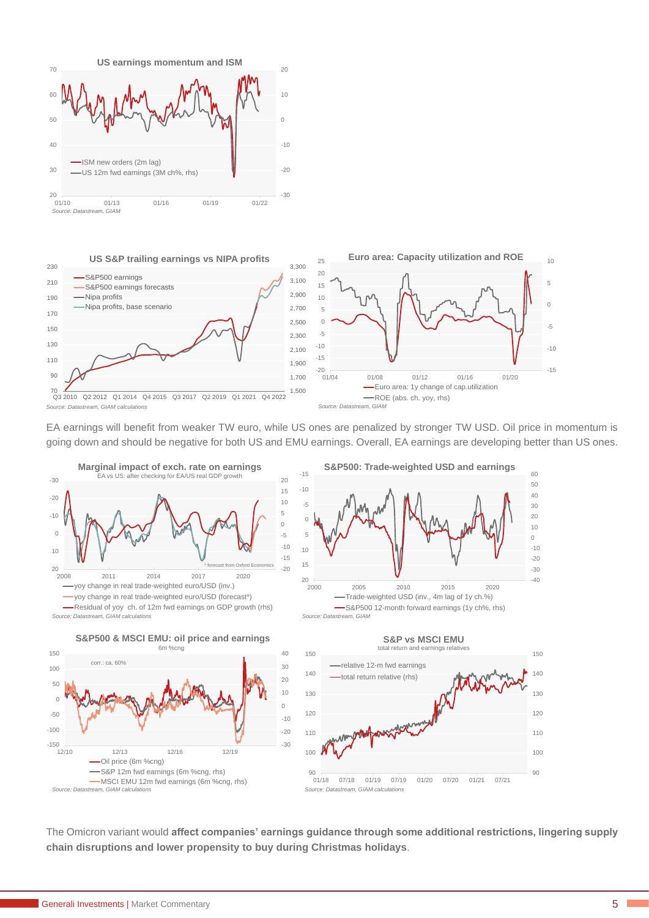**US earnings momentum and ISM**

- ISM new orders (2m lag)
- US 12m fwd earnings (3M ch%, rhs)

*Source: Datastream, GIAM*

**US S&P trailing earnings vs NIPA profits**

- S&P500 earnings
- S&P500 earnings forecasts
- Nipa profits
- Nipa profits, base scenario

*Source: Datastream, GIAM calculations*

**Euro area: Capacity utilization and ROE**

- Euro area: 1y change of cap.utilization
- ROE (abs. ch. yoy, rhs)

*Source: Datastream, GIAM*

EA earnings will benefit from weaker TW euro, while US ones are penalized by stronger TW USD. Oil price in momentum is going down and should be negative for both US and EMU earnings. Overall, EA earnings are developing better than US ones.

**Marginal impact of exch. rate on earnings**
EA vs US: after checking for EA/US real GDP growth

- yoy change in real trade-weighted euro/USD (inv.)
- yoy change in real trade-weighted euro/USD (forecast*)
- Residual of yoy ch. of 12m fwd earnings on GDP growth (rhs)

\* forecast from Oxford Economics

*Source: Datastream, GIAM calculations*

**S&P500: Trade-weighted USD and earnings**

- Trade-weighted USD (inv., 4m lag of 1y ch.%)
- S&P500 12-month forward earnings (1y ch%, rhs)

*Source: Datastream, GIAM*

**S&P500 & MSCI EMU: oil price and earnings**
6m %cng

corr.: ca. 60%

- Oil price (6m %cng)
- S&P 12m fwd earnings (6m %cng, rhs)
- MSCI EMU 12m fwd earnings (6m %cng, rhs)

*Source: Datastream, GIAM calculations*

**S&P vs MSCI EMU**
total return and earnings relatives

- relative 12-m fwd earnings
- total return relative (rhs)

*Source: Datastream, GIAM calculations*

The Omicron variant would **affect companies' earnings guidance through some additional restrictions, lingering supply chain disruptions and lower propensity to buy during Christmas holidays**.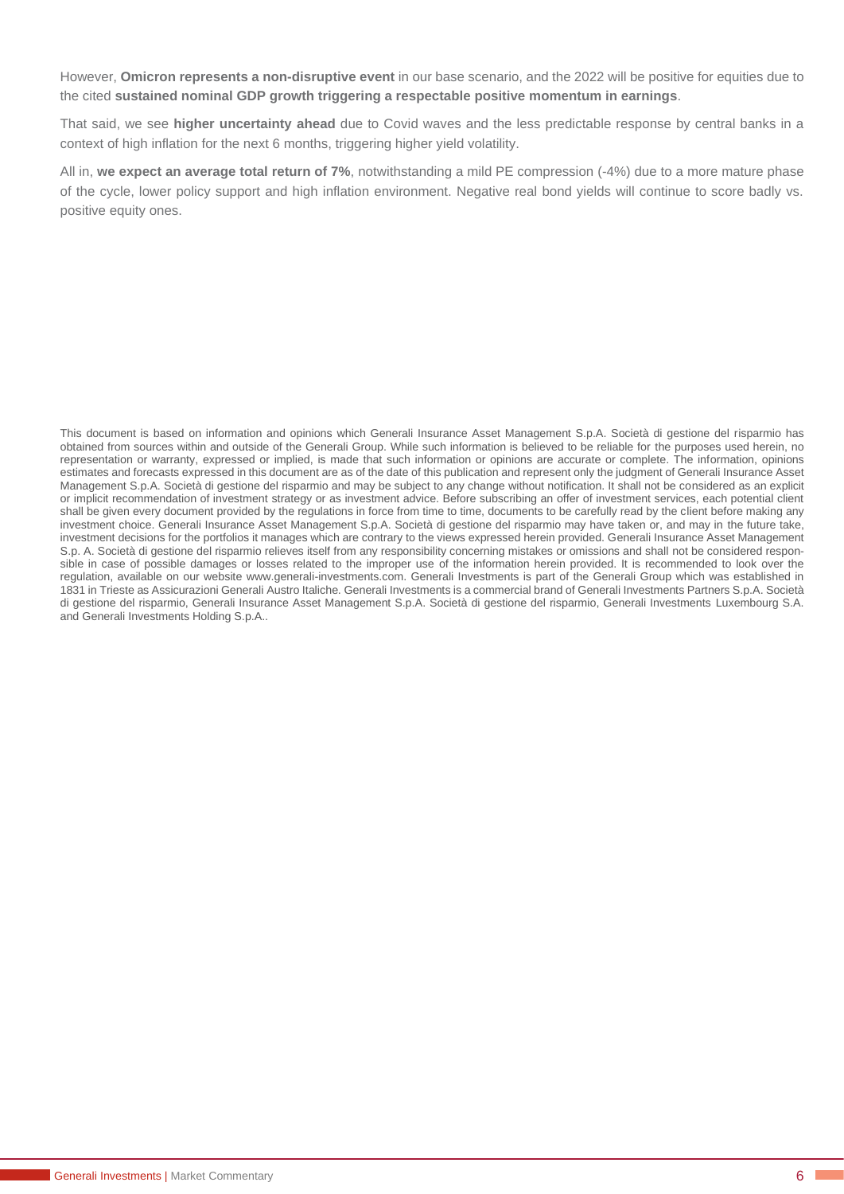However, **Omicron represents a non-disruptive event** in our base scenario, and the 2022 will be positive for equities due to the cited **sustained nominal GDP growth triggering a respectable positive momentum in earnings**.

That said, we see **higher uncertainty ahead** due to Covid waves and the less predictable response by central banks in a context of high inflation for the next 6 months, triggering higher yield volatility.

All in, **we expect an average total return of 7%**, notwithstanding a mild PE compression (-4%) due to a more mature phase of the cycle, lower policy support and high inflation environment. Negative real bond yields will continue to score badly vs. positive equity ones.

This document is based on information and opinions which Generali Insurance Asset Management S.p.A. Società di gestione del risparmio has obtained from sources within and outside of the Generali Group. While such information is believed to be reliable for the purposes used herein, no representation or warranty, expressed or implied, is made that such information or opinions are accurate or complete. The information, opinions estimates and forecasts expressed in this document are as of the date of this publication and represent only the judgment of Generali Insurance Asset Management S.p.A. Società di gestione del risparmio and may be subject to any change without notification. It shall not be considered as an explicit or implicit recommendation of investment strategy or as investment advice. Before subscribing an offer of investment services, each potential client shall be given every document provided by the regulations in force from time to time, documents to be carefully read by the client before making any investment choice. Generali Insurance Asset Management S.p.A. Società di gestione del risparmio may have taken or, and may in the future take, investment decisions for the portfolios it manages which are contrary to the views expressed herein provided. Generali Insurance Asset Management S.p. A. Società di gestione del risparmio relieves itself from any responsibility concerning mistakes or omissions and shall not be considered responsible in case of possible damages or losses related to the improper use of the information herein provided. It is recommended to look over the regulation, available on our website www.generali-investments.com. Generali Investments is part of the Generali Group which was established in 1831 in Trieste as Assicurazioni Generali Austro Italiche. Generali Investments is a commercial brand of Generali Investments Partners S.p.A. Società di gestione del risparmio, Generali Insurance Asset Management S.p.A. Società di gestione del risparmio, Generali Investments Luxembourg S.A. and Generali Investments Holding S.p.A..